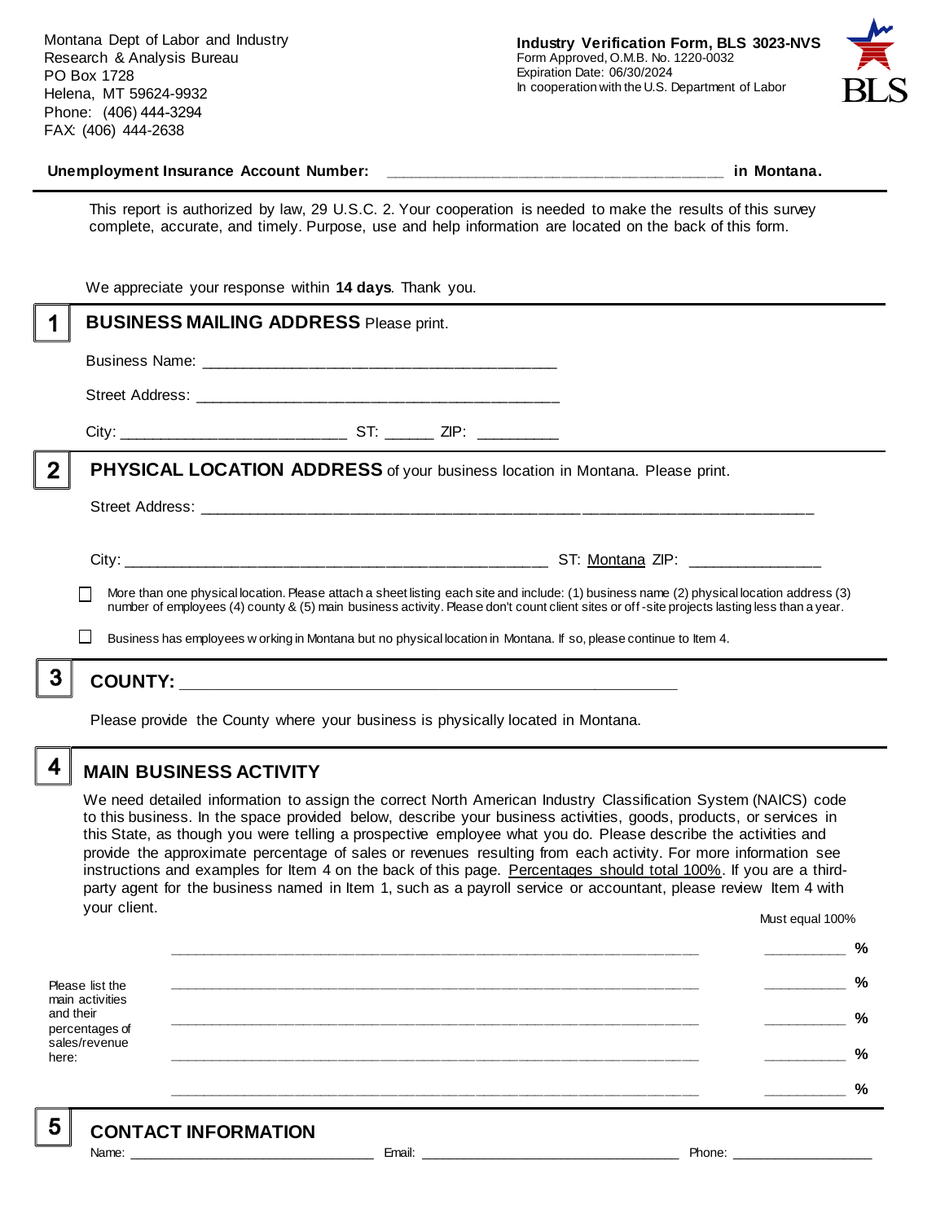Montana Dept of Labor and Industry
Research & Analysis Bureau
PO Box 1728
Helena, MT 59624-9932
Phone: (406) 444-3294
FAX: (406) 444-2638

**Industry Verification Form, BLS 3023-NVS**
Form Approved, O.M.B. No. 1220-0032
Expiration Date: 06/30/2024
In cooperation with the U.S. Department of Labor

**Unemployment Insurance Account Number:** ______________________________________ **in Montana.**

This report is authorized by law, 29 U.S.C. 2. Your cooperation is needed to make the results of this survey complete, accurate, and timely. Purpose, use and help information are located on the back of this form.

We appreciate your response within **14 days**. Thank you.

## 1 BUSINESS MAILING ADDRESS Please print.

Business Name: ________________________________________

Street Address: ________________________________________

City: __________________________ ST: ______ ZIP: __________

## 2 PHYSICAL LOCATION ADDRESS of your business location in Montana. Please print.

Street Address: ______________________________________________________________________

City: ________________________________________________ ST: Montana ZIP: _______________

☐ More than one physical location. Please attach a sheet listing each site and include: (1) business name (2) physical location address (3) number of employees (4) county & (5) main business activity. Please don't count client sites or off-site projects lasting less than a year.

☐ Business has employees working in Montana but no physical location in Montana. If so, please continue to Item 4.

## 3 COUNTY: ________________________________________________________

Please provide the County where your business is physically located in Montana.

## 4 MAIN BUSINESS ACTIVITY

We need detailed information to assign the correct North American Industry Classification System (NAICS) code to this business. In the space provided below, describe your business activities, goods, products, or services in this State, as though you were telling a prospective employee what you do. Please describe the activities and provide the approximate percentage of sales or revenues resulting from each activity. For more information see instructions and examples for Item 4 on the back of this page. Percentages should total 100%. If you are a third-party agent for the business named in Item 1, such as a payroll service or accountant, please review Item 4 with your client.

Please list the main activities and their percentages of sales/revenue here:

| | Must equal 100% |
|---|---|
| ____________________________________________________________ | __________ % |
| ____________________________________________________________ | __________ % |
| ____________________________________________________________ | __________ % |
| ____________________________________________________________ | __________ % |
| ____________________________________________________________ | __________ % |

## 5 CONTACT INFORMATION

Name: ______________________________ Email: ________________________________ Phone: __________________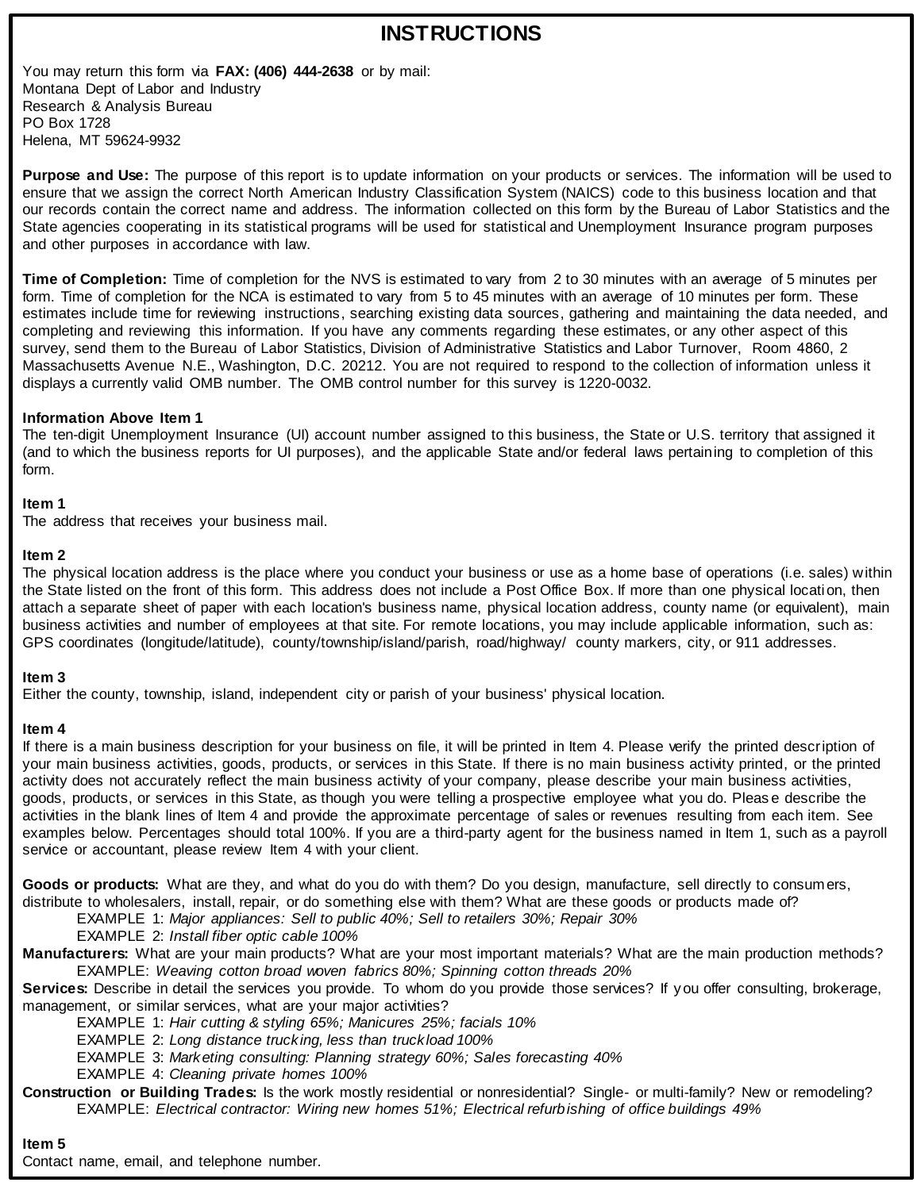# INSTRUCTIONS

You may return this form via **FAX: (406) 444-2638** or by mail:
Montana Dept of Labor and Industry
Research & Analysis Bureau
PO Box 1728
Helena, MT 59624-9932

**Purpose and Use:** The purpose of this report is to update information on your products or services. The information will be used to ensure that we assign the correct North American Industry Classification System (NAICS) code to this business location and that our records contain the correct name and address. The information collected on this form by the Bureau of Labor Statistics and the State agencies cooperating in its statistical programs will be used for statistical and Unemployment Insurance program purposes and other purposes in accordance with law.

**Time of Completion:** Time of completion for the NVS is estimated to vary from 2 to 30 minutes with an average of 5 minutes per form. Time of completion for the NCA is estimated to vary from 5 to 45 minutes with an average of 10 minutes per form. These estimates include time for reviewing instructions, searching existing data sources, gathering and maintaining the data needed, and completing and reviewing this information. If you have any comments regarding these estimates, or any other aspect of this survey, send them to the Bureau of Labor Statistics, Division of Administrative Statistics and Labor Turnover, Room 4860, 2 Massachusetts Avenue N.E., Washington, D.C. 20212. You are not required to respond to the collection of information unless it displays a currently valid OMB number. The OMB control number for this survey is 1220-0032.

**Information Above Item 1**
The ten-digit Unemployment Insurance (UI) account number assigned to this business, the State or U.S. territory that assigned it (and to which the business reports for UI purposes), and the applicable State and/or federal laws pertaining to completion of this form.

**Item 1**
The address that receives your business mail.

**Item 2**
The physical location address is the place where you conduct your business or use as a home base of operations (i.e. sales) within the State listed on the front of this form. This address does not include a Post Office Box. If more than one physical location, then attach a separate sheet of paper with each location's business name, physical location address, county name (or equivalent), main business activities and number of employees at that site. For remote locations, you may include applicable information, such as: GPS coordinates (longitude/latitude), county/township/island/parish, road/highway/ county markers, city, or 911 addresses.

**Item 3**
Either the county, township, island, independent city or parish of your business' physical location.

**Item 4**
If there is a main business description for your business on file, it will be printed in Item 4. Please verify the printed description of your main business activities, goods, products, or services in this State. If there is no main business activity printed, or the printed activity does not accurately reflect the main business activity of your company, please describe your main business activities, goods, products, or services in this State, as though you were telling a prospective employee what you do. Please describe the activities in the blank lines of Item 4 and provide the approximate percentage of sales or revenues resulting from each item. See examples below. Percentages should total 100%. If you are a third-party agent for the business named in Item 1, such as a payroll service or accountant, please review Item 4 with your client.

**Goods or products:** What are they, and what do you do with them? Do you design, manufacture, sell directly to consumers, distribute to wholesalers, install, repair, or do something else with them? What are these goods or products made of?
EXAMPLE 1: *Major appliances: Sell to public 40%; Sell to retailers 30%; Repair 30%*
EXAMPLE 2: *Install fiber optic cable 100%*

**Manufacturers:** What are your main products? What are your most important materials? What are the main production methods?
EXAMPLE: *Weaving cotton broad woven fabrics 80%; Spinning cotton threads 20%*

**Services:** Describe in detail the services you provide. To whom do you provide those services? If you offer consulting, brokerage, management, or similar services, what are your major activities?
EXAMPLE 1: *Hair cutting & styling 65%; Manicures 25%; facials 10%*
EXAMPLE 2: *Long distance trucking, less than truckload 100%*
EXAMPLE 3: *Marketing consulting: Planning strategy 60%; Sales forecasting 40%*
EXAMPLE 4: *Cleaning private homes 100%*

**Construction or Building Trades:** Is the work mostly residential or nonresidential? Single- or multi-family? New or remodeling?
EXAMPLE: *Electrical contractor: Wiring new homes 51%; Electrical refurbishing of office buildings 49%*

**Item 5**
Contact name, email, and telephone number.